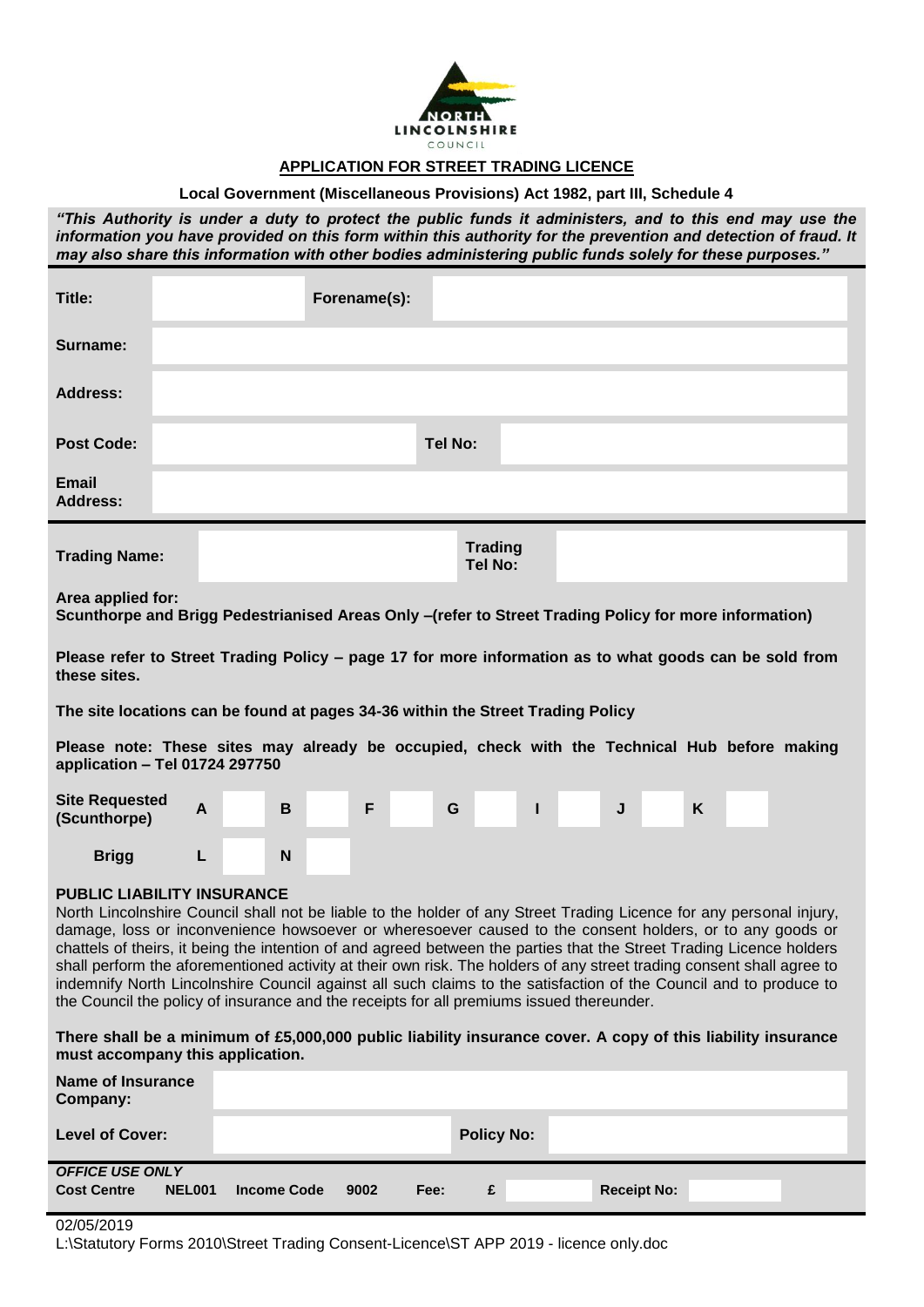NORTH LINCOLNSHIRE COUNCIL

## APPLICATION FOR STREET TRADING LICENCE

**Local Government (Miscellaneous Provisions) Act 1982, part III, Schedule 4**

***"This Authority is under a duty to protect the public funds it administers, and to this end may use the information you have provided on this form within this authority for the prevention and detection of fraud. It may also share this information with other bodies administering public funds solely for these purposes."***

| | | | |
|---|---|---|---|
| **Title:** | | **Forename(s):** | |
| **Surname:** | | | |
| **Address:** | | | |
| **Post Code:** | | **Tel No:** | |
| **Email Address:** | | | |

| | | | |
|---|---|---|---|
| **Trading Name:** | | **Trading Tel No:** | |

**Area applied for:**
**Scunthorpe and Brigg Pedestrianised Areas Only –(refer to Street Trading Policy for more information)**

**Please refer to Street Trading Policy – page 17 for more information as to what goods can be sold from these sites.**

**The site locations can be found at pages 34-36 within the Street Trading Policy**

**Please note: These sites may already be occupied, check with the Technical Hub before making application – Tel 01724 297750**

| | | | | | | | | | | | | | | |
|---|---|---|---|---|---|---|---|---|---|---|---|---|---|---|
| **Site Requested (Scunthorpe)** | **A** | | **B** | | **F** | | **G** | | **I** | | **J** | | **K** | |
| **Brigg** | **L** | | **N** | | | | | | | | | | | |

**PUBLIC LIABILITY INSURANCE**

North Lincolnshire Council shall not be liable to the holder of any Street Trading Licence for any personal injury, damage, loss or inconvenience howsoever or wheresoever caused to the consent holders, or to any goods or chattels of theirs, it being the intention of and agreed between the parties that the Street Trading Licence holders shall perform the aforementioned activity at their own risk. The holders of any street trading consent shall agree to indemnify North Lincolnshire Council against all such claims to the satisfaction of the Council and to produce to the Council the policy of insurance and the receipts for all premiums issued thereunder.

**There shall be a minimum of £5,000,000 public liability insurance cover. A copy of this liability insurance must accompany this application.**

| | | | |
|---|---|---|---|
| **Name of Insurance Company:** | | | |
| **Level of Cover:** | | **Policy No:** | |

***OFFICE USE ONLY***

| | | | | | | | |
|---|---|---|---|---|---|---|---|
| **Cost Centre** | **NEL001** | **Income Code** | **9002** | **Fee:** | **£** | **Receipt No:** | |

02/05/2019
L:\Statutory Forms 2010\Street Trading Consent-Licence\ST APP 2019 - licence only.doc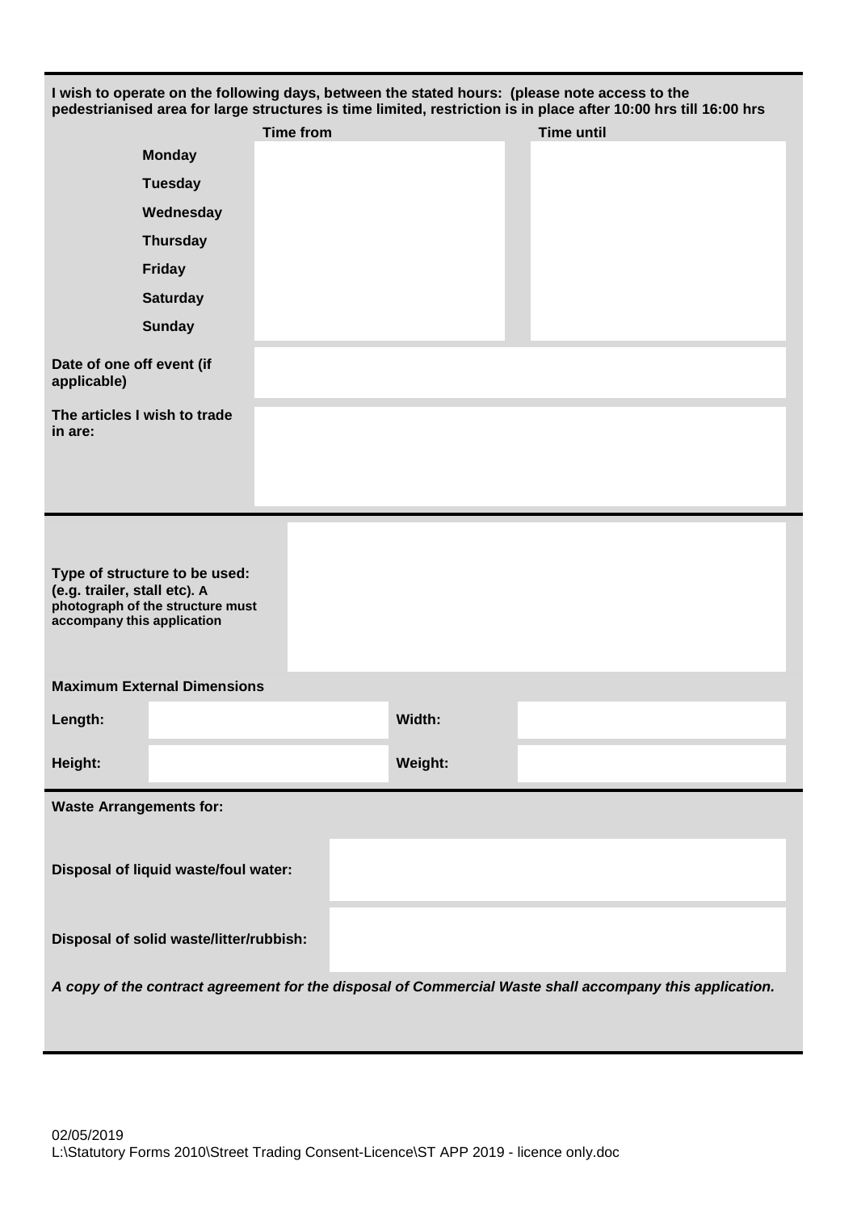**I wish to operate on the following days, between the stated hours: (please note access to the pedestrianised area for large structures is time limited, restriction is in place after 10:00 hrs till 16:00 hrs**

| | Time from | Time until |
|---|---|---|
| **Monday** | | |
| **Tuesday** | | |
| **Wednesday** | | |
| **Thursday** | | |
| **Friday** | | |
| **Saturday** | | |
| **Sunday** | | |

| | |
|---|---|
| **Date of one off event (if applicable)** | |
| **The articles I wish to trade in are:** | |

| | |
|---|---|
| **Type of structure to be used: (e.g. trailer, stall etc). A photograph of the structure must accompany this application** | |

**Maximum External Dimensions**

| | | | |
|---|---|---|---|
| **Length:** | | **Width:** | |
| **Height:** | | **Weight:** | |

**Waste Arrangements for:**

| | |
|---|---|
| **Disposal of liquid waste/foul water:** | |
| **Disposal of solid waste/litter/rubbish:** | |

***A copy of the contract agreement for the disposal of Commercial Waste shall accompany this application.***

02/05/2019
L:\Statutory Forms 2010\Street Trading Consent-Licence\ST APP 2019 - licence only.doc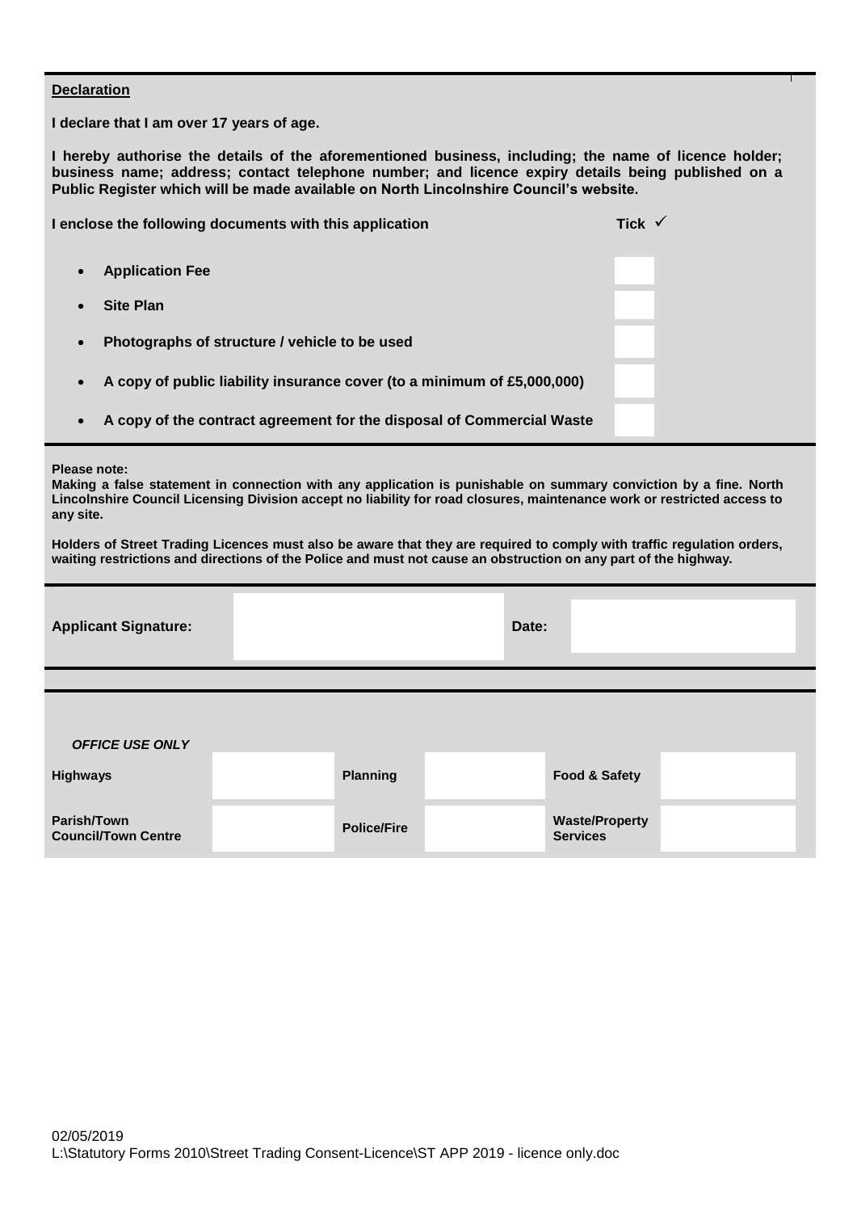**Declaration**

**I declare that I am over 17 years of age.**

**I hereby authorise the details of the aforementioned business, including; the name of licence holder; business name; address; contact telephone number; and licence expiry details being published on a Public Register which will be made available on North Lincolnshire Council's website.**

| I enclose the following documents with this application | Tick ✓ |
|---|---|
| • Application Fee | |
| • Site Plan | |
| • Photographs of structure / vehicle to be used | |
| • A copy of public liability insurance cover (to a minimum of £5,000,000) | |
| • A copy of the contract agreement for the disposal of Commercial Waste | |

**Please note:**
**Making a false statement in connection with any application is punishable on summary conviction by a fine. North Lincolnshire Council Licensing Division accept no liability for road closures, maintenance work or restricted access to any site.**

**Holders of Street Trading Licences must also be aware that they are required to comply with traffic regulation orders, waiting restrictions and directions of the Police and must not cause an obstruction on any part of the highway.**

| | | | |
|---|---|---|---|
| **Applicant Signature:** | | **Date:** | |

***OFFICE USE ONLY***

| | | | | | |
|---|---|---|---|---|---|
| **Highways** | | **Planning** | | **Food & Safety** | |
| **Parish/Town Council/Town Centre** | | **Police/Fire** | | **Waste/Property Services** | |

02/05/2019
L:\Statutory Forms 2010\Street Trading Consent-Licence\ST APP 2019 - licence only.doc